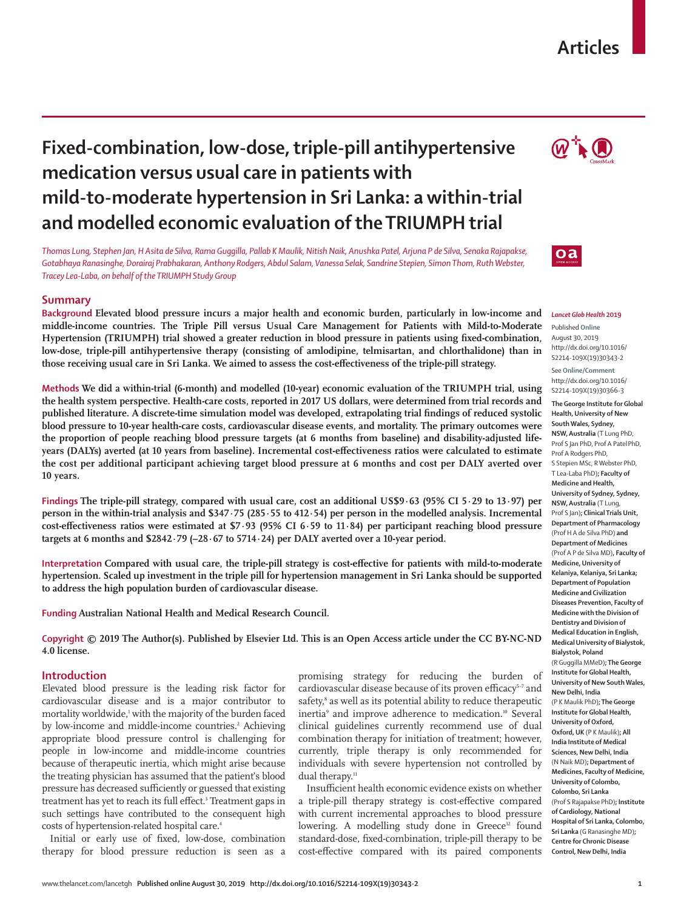# Fixed-combination, low-dose, triple-pill antihypertensive medication versus usual care in patients with mild-to-moderate hypertension in Sri Lanka: a within-trial and modelled economic evaluation of the TRIUMPH trial

*Thomas Lung, Stephen Jan, H Asita de Silva, Rama Guggilla, Pallab K Maulik, Nitish Naik, Anushka Patel, Arjuna P de Silva, Senaka Rajapakse, Gotabhaya Ranasinghe, Dorairaj Prabhakaran, Anthony Rodgers, Abdul Salam, Vanessa Selak, Sandrine Stepien, Simon Thom, Ruth Webster, Tracey Lea-Laba, on behalf of the TRIUMPH Study Group*

## Summary

**Background** **Elevated blood pressure incurs a major health and economic burden, particularly in low-income and middle-income countries. The Triple Pill versus Usual Care Management for Patients with Mild-to-Moderate Hypertension (TRIUMPH) trial showed a greater reduction in blood pressure in patients using fixed-combination, low-dose, triple-pill antihypertensive therapy (consisting of amlodipine, telmisartan, and chlorthalidone) than in those receiving usual care in Sri Lanka. We aimed to assess the cost-effectiveness of the triple-pill strategy.**

**Methods** **We did a within-trial (6-month) and modelled (10-year) economic evaluation of the TRIUMPH trial, using the health system perspective. Health-care costs, reported in 2017 US dollars, were determined from trial records and published literature. A discrete-time simulation model was developed, extrapolating trial findings of reduced systolic blood pressure to 10-year health-care costs, cardiovascular disease events, and mortality. The primary outcomes were the proportion of people reaching blood pressure targets (at 6 months from baseline) and disability-adjusted life-years (DALYs) averted (at 10 years from baseline). Incremental cost-effectiveness ratios were calculated to estimate the cost per additional participant achieving target blood pressure at 6 months and cost per DALY averted over 10 years.**

**Findings** **The triple-pill strategy, compared with usual care, cost an additional US$9·63 (95% CI 5·29 to 13·97) per person in the within-trial analysis and $347·75 (285·55 to 412·54) per person in the modelled analysis. Incremental cost-effectiveness ratios were estimated at $7·93 (95% CI 6·59 to 11·84) per participant reaching blood pressure targets at 6 months and $2842·79 (–28·67 to 5714·24) per DALY averted over a 10-year period.**

**Interpretation** **Compared with usual care, the triple-pill strategy is cost-effective for patients with mild-to-moderate hypertension. Scaled up investment in the triple pill for hypertension management in Sri Lanka should be supported to address the high population burden of cardiovascular disease.**

**Funding** **Australian National Health and Medical Research Council.**

**Copyright © 2019 The Author(s). Published by Elsevier Ltd. This is an Open Access article under the CC BY-NC-ND 4.0 license.**

*Lancet Glob Health* **2019**

Published **Online** August 30, 2019 http://dx.doi.org/10.1016/S2214-109X(19)30343-2

See **Online/Comment** http://dx.doi.org/10.1016/S2214-109X(19)30366-3

**The George Institute for Global Health, University of New South Wales, Sydney, NSW, Australia** (T Lung PhD, Prof S Jan PhD, Prof A Patel PhD, Prof A Rodgers PhD, S Stepien MSc, R Webster PhD, T Lea-Laba PhD)**; Faculty of Medicine and Health, University of Sydney, Sydney, NSW, Australia** (T Lung, Prof S Jan)**; Clinical Trials Unit, Department of Pharmacology** (Prof H A de Silva PhD) **and Department of Medicines** (Prof A P de Silva MD)**, Faculty of Medicine, University of Kelaniya, Kelaniya, Sri Lanka; Department of Population Medicine and Civilization Diseases Prevention, Faculty of Medicine with the Division of Dentistry and Division of Medical Education in English, Medical University of Bialystok, Bialystok, Poland** (R Guggilla MMedEd)**; The George Institute for Global Health, University of New South Wales, New Delhi, India** (P K Maulik PhD)**; The George Institute for Global Health, University of Oxford, Oxford, UK** (P K Maulik)**; All India Institute of Medical Sciences, New Delhi, India** (N Naik MD)**; Department of Medicines, Faculty of Medicine, University of Colombo, Colombo, Sri Lanka** (Prof S Rajapakse PhD)**; Institute of Cardiology, National Hospital of Sri Lanka, Colombo, Sri Lanka** (G Ranasinghe MD)**; Centre for Chronic Disease Control, New Delhi, India**

## Introduction

Elevated blood pressure is the leading risk factor for cardiovascular disease and is a major contributor to mortality worldwide,[1] with the majority of the burden faced by low-income and middle-income countries.[2] Achieving appropriate blood pressure control is challenging for people in low-income and middle-income countries because of therapeutic inertia, which might arise because the treating physician has assumed that the patient's blood pressure has decreased sufficiently or guessed that existing treatment has yet to reach its full effect.[3] Treatment gaps in such settings have contributed to the consequent high costs of hypertension-related hospital care.[4]

Initial or early use of fixed, low-dose, combination therapy for blood pressure reduction is seen as a promising strategy for reducing the burden of cardiovascular disease because of its proven efficacy[5–7] and safety,[8] as well as its potential ability to reduce therapeutic inertia[9] and improve adherence to medication.[10] Several clinical guidelines currently recommend use of dual combination therapy for initiation of treatment; however, currently, triple therapy is only recommended for individuals with severe hypertension not controlled by dual therapy.[11]

Insufficient health economic evidence exists on whether a triple-pill therapy strategy is cost-effective compared with current incremental approaches to blood pressure lowering. A modelling study done in Greece[12] found standard-dose, fixed-combination, triple-pill therapy to be cost-effective compared with its paired components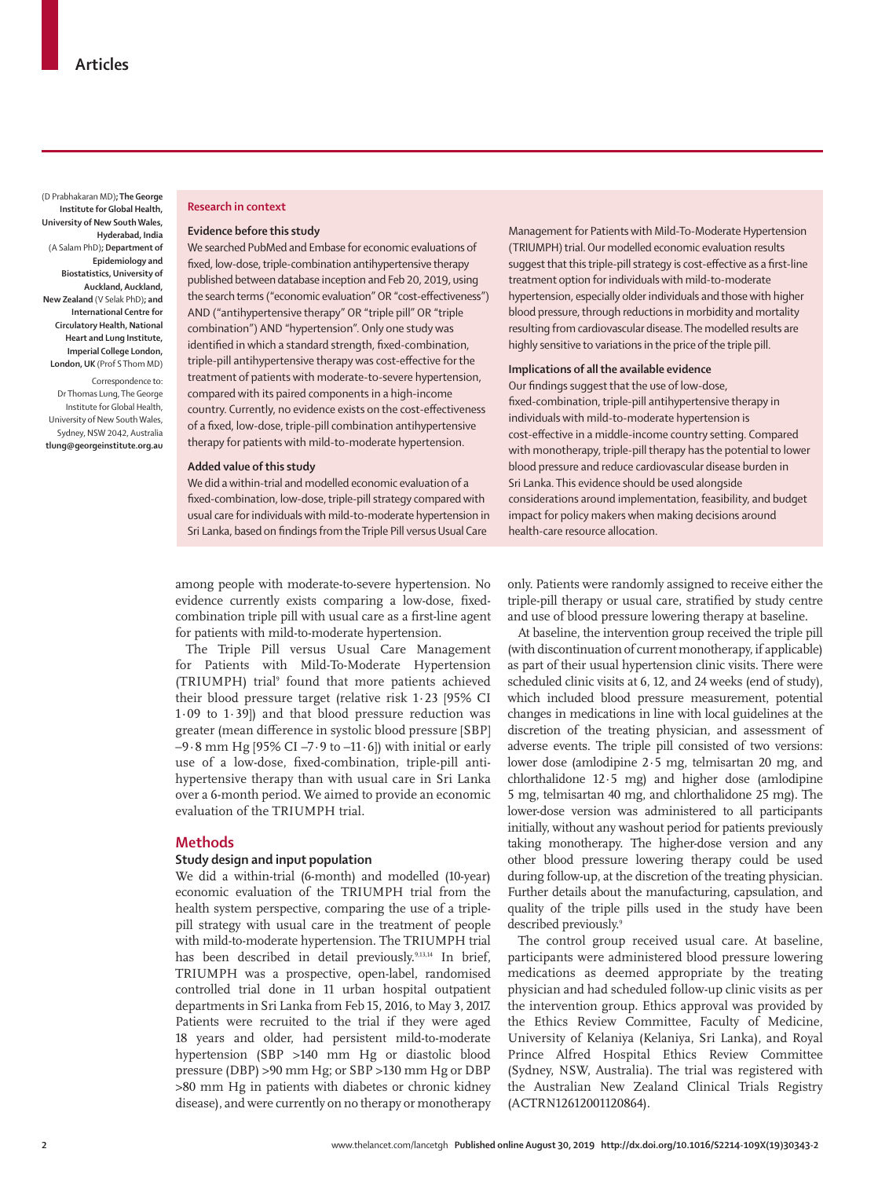(D Prabhakaran MD); **The George Institute for Global Health, University of New South Wales, Hyderabad, India** (A Salam PhD); **Department of Epidemiology and Biostatistics, University of Auckland, Auckland, New Zealand** (V Selak PhD); **and International Centre for Circulatory Health, National Heart and Lung Institute, Imperial College London, London, UK** (Prof S Thom MD)

Correspondence to: Dr Thomas Lung, The George Institute for Global Health, University of New South Wales, Sydney, NSW 2042, Australia **tlung@georgeinstitute.org.au**

**Research in context**

**Evidence before this study**

We searched PubMed and Embase for economic evaluations of fixed, low-dose, triple-combination antihypertensive therapy published between database inception and Feb 20, 2019, using the search terms ("economic evaluation" OR "cost-effectiveness") AND ("antihypertensive therapy" OR "triple pill" OR "triple combination") AND "hypertension". Only one study was identified in which a standard strength, fixed-combination, triple-pill antihypertensive therapy was cost-effective for the treatment of patients with moderate-to-severe hypertension, compared with its paired components in a high-income country. Currently, no evidence exists on the cost-effectiveness of a fixed, low-dose, triple-pill combination antihypertensive therapy for patients with mild-to-moderate hypertension.

**Added value of this study**

We did a within-trial and modelled economic evaluation of a fixed-combination, low-dose, triple-pill strategy compared with usual care for individuals with mild-to-moderate hypertension in Sri Lanka, based on findings from the Triple Pill versus Usual Care Management for Patients with Mild-To-Moderate Hypertension (TRIUMPH) trial. Our modelled economic evaluation results suggest that this triple-pill strategy is cost-effective as a first-line treatment option for individuals with mild-to-moderate hypertension, especially older individuals and those with higher blood pressure, through reductions in morbidity and mortality resulting from cardiovascular disease. The modelled results are highly sensitive to variations in the price of the triple pill.

**Implications of all the available evidence**

Our findings suggest that the use of low-dose, fixed-combination, triple-pill antihypertensive therapy in individuals with mild-to-moderate hypertension is cost-effective in a middle-income country setting. Compared with monotherapy, triple-pill therapy has the potential to lower blood pressure and reduce cardiovascular disease burden in Sri Lanka. This evidence should be used alongside considerations around implementation, feasibility, and budget impact for policy makers when making decisions around health-care resource allocation.

among people with moderate-to-severe hypertension. No evidence currently exists comparing a low-dose, fixed-combination triple pill with usual care as a first-line agent for patients with mild-to-moderate hypertension.

The Triple Pill versus Usual Care Management for Patients with Mild-To-Moderate Hypertension (TRIUMPH) trial[9] found that more patients achieved their blood pressure target (relative risk 1·23 [95% CI 1·09 to 1·39]) and that blood pressure reduction was greater (mean difference in systolic blood pressure [SBP] –9·8 mm Hg [95% CI –7·9 to –11·6]) with initial or early use of a low-dose, fixed-combination, triple-pill antihypertensive therapy than with usual care in Sri Lanka over a 6-month period. We aimed to provide an economic evaluation of the TRIUMPH trial.

## Methods

### Study design and input population

We did a within-trial (6-month) and modelled (10-year) economic evaluation of the TRIUMPH trial from the health system perspective, comparing the use of a triple-pill strategy with usual care in the treatment of people with mild-to-moderate hypertension. The TRIUMPH trial has been described in detail previously.[9,13,14] In brief, TRIUMPH was a prospective, open-label, randomised controlled trial done in 11 urban hospital outpatient departments in Sri Lanka from Feb 15, 2016, to May 3, 2017. Patients were recruited to the trial if they were aged 18 years and older, had persistent mild-to-moderate hypertension (SBP >140 mm Hg or diastolic blood pressure (DBP) >90 mm Hg; or SBP >130 mm Hg or DBP >80 mm Hg in patients with diabetes or chronic kidney disease), and were currently on no therapy or monotherapy only. Patients were randomly assigned to receive either the triple-pill therapy or usual care, stratified by study centre and use of blood pressure lowering therapy at baseline.

At baseline, the intervention group received the triple pill (with discontinuation of current monotherapy, if applicable) as part of their usual hypertension clinic visits. There were scheduled clinic visits at 6, 12, and 24 weeks (end of study), which included blood pressure measurement, potential changes in medications in line with local guidelines at the discretion of the treating physician, and assessment of adverse events. The triple pill consisted of two versions: lower dose (amlodipine 2·5 mg, telmisartan 20 mg, and chlorthalidone 12·5 mg) and higher dose (amlodipine 5 mg, telmisartan 40 mg, and chlorthalidone 25 mg). The lower-dose version was administered to all participants initially, without any washout period for patients previously taking monotherapy. The higher-dose version and any other blood pressure lowering therapy could be used during follow-up, at the discretion of the treating physician. Further details about the manufacturing, capsulation, and quality of the triple pills used in the study have been described previously.[9]

The control group received usual care. At baseline, participants were administered blood pressure lowering medications as deemed appropriate by the treating physician and had scheduled follow-up clinic visits as per the intervention group. Ethics approval was provided by the Ethics Review Committee, Faculty of Medicine, University of Kelaniya (Kelaniya, Sri Lanka), and Royal Prince Alfred Hospital Ethics Review Committee (Sydney, NSW, Australia). The trial was registered with the Australian New Zealand Clinical Trials Registry (ACTRN12612001120864).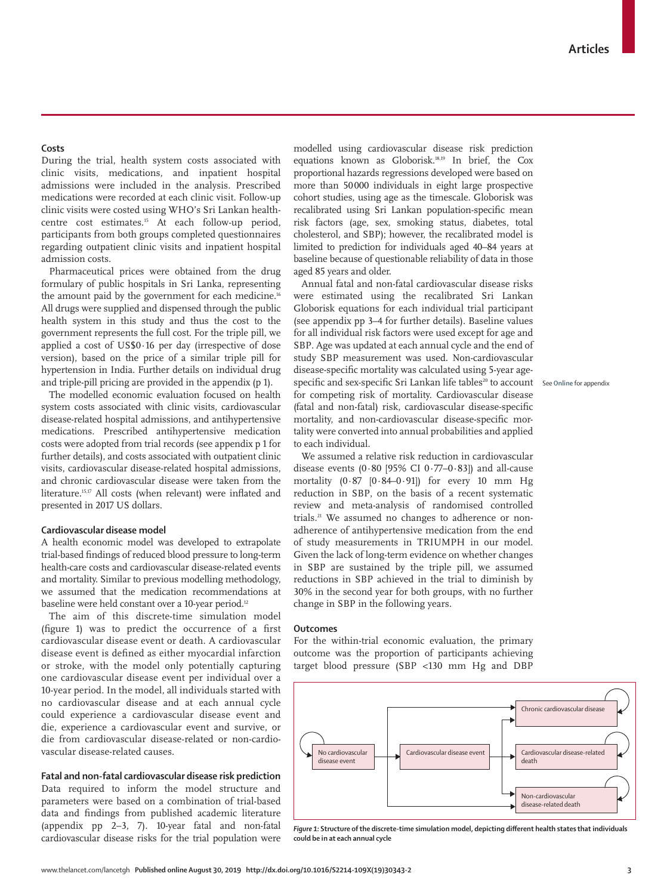## Costs

During the trial, health system costs associated with clinic visits, medications, and inpatient hospital admissions were included in the analysis. Prescribed medications were recorded at each clinic visit. Follow-up clinic visits were costed using WHO's Sri Lankan health-centre cost estimates.[15] At each follow-up period, participants from both groups completed questionnaires regarding outpatient clinic visits and inpatient hospital admission costs.

Pharmaceutical prices were obtained from the drug formulary of public hospitals in Sri Lanka, representing the amount paid by the government for each medicine.[16] All drugs were supplied and dispensed through the public health system in this study and thus the cost to the government represents the full cost. For the triple pill, we applied a cost of US$0·16 per day (irrespective of dose version), based on the price of a similar triple pill for hypertension in India. Further details on individual drug and triple-pill pricing are provided in the appendix (p 1).

The modelled economic evaluation focused on health system costs associated with clinic visits, cardiovascular disease-related hospital admissions, and antihypertensive medications. Prescribed antihypertensive medication costs were adopted from trial records (see appendix p 1 for further details), and costs associated with outpatient clinic visits, cardiovascular disease-related hospital admissions, and chronic cardiovascular disease were taken from the literature.[15,17] All costs (when relevant) were inflated and presented in 2017 US dollars.

## Cardiovascular disease model

A health economic model was developed to extrapolate trial-based findings of reduced blood pressure to long-term health-care costs and cardiovascular disease-related events and mortality. Similar to previous modelling methodology, we assumed that the medication recommendations at baseline were held constant over a 10-year period.[12]

The aim of this discrete-time simulation model (figure 1) was to predict the occurrence of a first cardiovascular disease event or death. A cardiovascular disease event is defined as either myocardial infarction or stroke, with the model only potentially capturing one cardiovascular disease event per individual over a 10-year period. In the model, all individuals started with no cardiovascular disease and at each annual cycle could experience a cardiovascular disease event and die, experience a cardiovascular event and survive, or die from cardiovascular disease-related or non-cardiovascular disease-related causes.

## Fatal and non-fatal cardiovascular disease risk prediction

Data required to inform the model structure and parameters were based on a combination of trial-based data and findings from published academic literature (appendix pp 2–3, 7). 10-year fatal and non-fatal cardiovascular disease risks for the trial population were modelled using cardiovascular disease risk prediction equations known as Globorisk.[18,19] In brief, the Cox proportional hazards regressions developed were based on more than 50 000 individuals in eight large prospective cohort studies, using age as the timescale. Globorisk was recalibrated using Sri Lankan population-specific mean risk factors (age, sex, smoking status, diabetes, total cholesterol, and SBP); however, the recalibrated model is limited to prediction for individuals aged 40–84 years at baseline because of questionable reliability of data in those aged 85 years and older.

Annual fatal and non-fatal cardiovascular disease risks were estimated using the recalibrated Sri Lankan Globorisk equations for each individual trial participant (see appendix pp 3–4 for further details). Baseline values for all individual risk factors were used except for age and SBP. Age was updated at each annual cycle and the end of study SBP measurement was used. Non-cardiovascular disease-specific mortality was calculated using 5-year age-specific and sex-specific Sri Lankan life tables[20] to account for competing risk of mortality. Cardiovascular disease (fatal and non-fatal) risk, cardiovascular disease-specific mortality, and non-cardiovascular disease-specific mortality were converted into annual probabilities and applied to each individual.

See Online for appendix

We assumed a relative risk reduction in cardiovascular disease events (0·80 [95% CI 0·77–0·83]) and all-cause mortality (0·87 [0·84–0·91]) for every 10 mm Hg reduction in SBP, on the basis of a recent systematic review and meta-analysis of randomised controlled trials.[21] We assumed no changes to adherence or non-adherence of antihypertensive medication from the end of study measurements in TRIUMPH in our model. Given the lack of long-term evidence on whether changes in SBP are sustained by the triple pill, we assumed reductions in SBP achieved in the trial to diminish by 30% in the second year for both groups, with no further change in SBP in the following years.

## Outcomes

For the within-trial economic evaluation, the primary outcome was the proportion of participants achieving target blood pressure (SBP <130 mm Hg and DBP

No cardiovascular disease event → Cardiovascular disease event → Chronic cardiovascular disease / Cardiovascular disease-related death / Non-cardiovascular disease-related death

*Figure 1:* **Structure of the discrete-time simulation model, depicting different health states that individuals could be in at each annual cycle**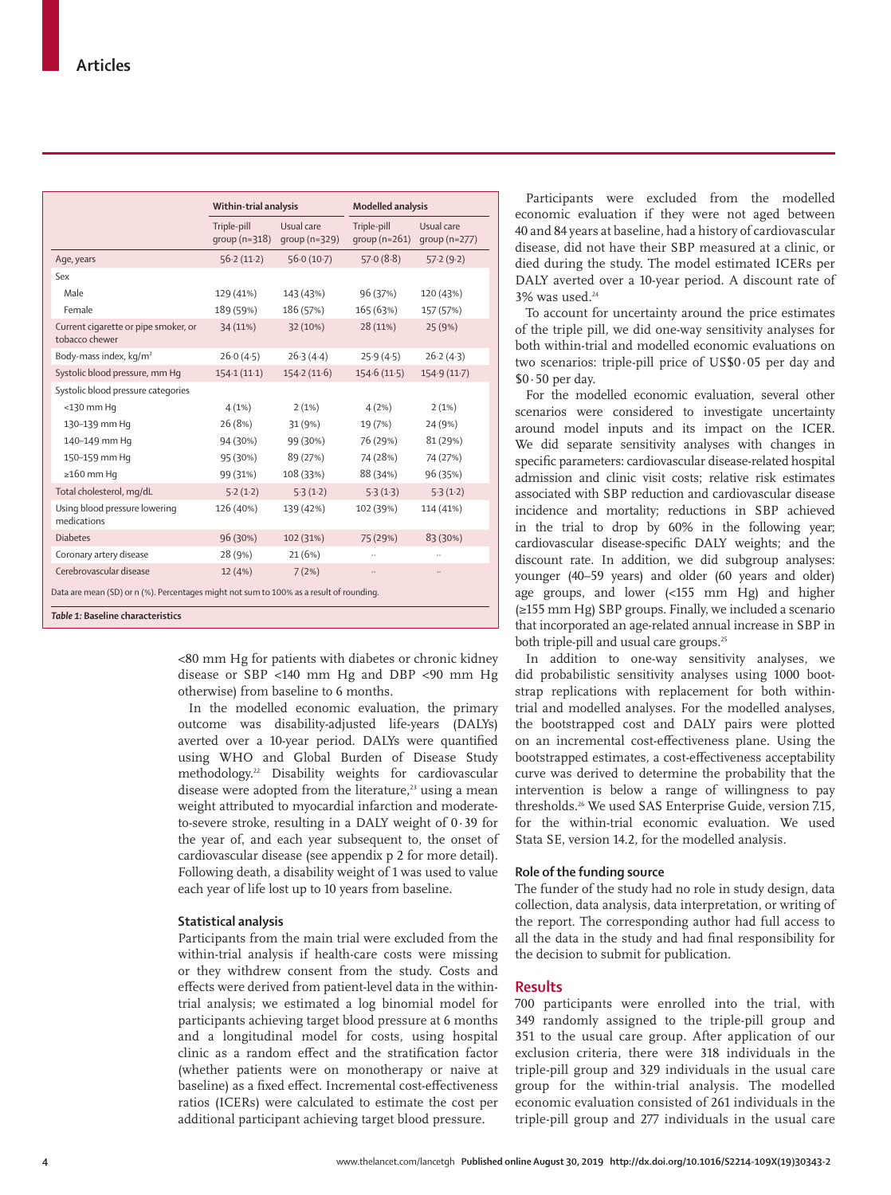| | Within-trial analysis | | Modelled analysis | |
|---|---|---|---|---|
| | Triple-pill group (n=318) | Usual care group (n=329) | Triple-pill group (n=261) | Usual care group (n=277) |
| Age, years | 56·2 (11·2) | 56·0 (10·7) | 57·0 (8·8) | 57·2 (9·2) |
| Sex | | | | |
| Male | 129 (41%) | 143 (43%) | 96 (37%) | 120 (43%) |
| Female | 189 (59%) | 186 (57%) | 165 (63%) | 157 (57%) |
| Current cigarette or pipe smoker, or tobacco chewer | 34 (11%) | 32 (10%) | 28 (11%) | 25 (9%) |
| Body-mass index, kg/m² | 26·0 (4·5) | 26·3 (4·4) | 25·9 (4·5) | 26·2 (4·3) |
| Systolic blood pressure, mm Hg | 154·1 (11·1) | 154·2 (11·6) | 154·6 (11·5) | 154·9 (11·7) |
| Systolic blood pressure categories | | | | |
| <130 mm Hg | 4 (1%) | 2 (1%) | 4 (2%) | 2 (1%) |
| 130–139 mm Hg | 26 (8%) | 31 (9%) | 19 (7%) | 24 (9%) |
| 140–149 mm Hg | 94 (30%) | 99 (30%) | 76 (29%) | 81 (29%) |
| 150–159 mm Hg | 95 (30%) | 89 (27%) | 74 (28%) | 74 (27%) |
| ≥160 mm Hg | 99 (31%) | 108 (33%) | 88 (34%) | 96 (35%) |
| Total cholesterol, mg/dL | 5·2 (1·2) | 5·3 (1·2) | 5·3 (1·3) | 5·3 (1·2) |
| Using blood pressure lowering medications | 126 (40%) | 139 (42%) | 102 (39%) | 114 (41%) |
| Diabetes | 96 (30%) | 102 (31%) | 75 (29%) | 83 (30%) |
| Coronary artery disease | 28 (9%) | 21 (6%) | .. | .. |
| Cerebrovascular disease | 12 (4%) | 7 (2%) | .. | .. |

Data are mean (SD) or n (%). Percentages might not sum to 100% as a result of rounding.

*Table 1:* **Baseline characteristics**

<80 mm Hg for patients with diabetes or chronic kidney disease or SBP <140 mm Hg and DBP <90 mm Hg otherwise) from baseline to 6 months.

In the modelled economic evaluation, the primary outcome was disability-adjusted life-years (DALYs) averted over a 10-year period. DALYs were quantified using WHO and Global Burden of Disease Study methodology.[22] Disability weights for cardiovascular disease were adopted from the literature,[23] using a mean weight attributed to myocardial infarction and moderate-to-severe stroke, resulting in a DALY weight of 0·39 for the year of, and each year subsequent to, the onset of cardiovascular disease (see appendix p 2 for more detail). Following death, a disability weight of 1 was used to value each year of life lost up to 10 years from baseline.

### Statistical analysis

Participants from the main trial were excluded from the within-trial analysis if health-care costs were missing or they withdrew consent from the study. Costs and effects were derived from patient-level data in the within-trial analysis; we estimated a log binomial model for participants achieving target blood pressure at 6 months and a longitudinal model for costs, using hospital clinic as a random effect and the stratification factor (whether patients were on monotherapy or naive at baseline) as a fixed effect. Incremental cost-effectiveness ratios (ICERs) were calculated to estimate the cost per additional participant achieving target blood pressure.

Participants were excluded from the modelled economic evaluation if they were not aged between 40 and 84 years at baseline, had a history of cardiovascular disease, did not have their SBP measured at a clinic, or died during the study. The model estimated ICERs per DALY averted over a 10-year period. A discount rate of 3% was used.[24]

To account for uncertainty around the price estimates of the triple pill, we did one-way sensitivity analyses for both within-trial and modelled economic evaluations on two scenarios: triple-pill price of US$0·05 per day and $0·50 per day.

For the modelled economic evaluation, several other scenarios were considered to investigate uncertainty around model inputs and its impact on the ICER. We did separate sensitivity analyses with changes in specific parameters: cardiovascular disease-related hospital admission and clinic visit costs; relative risk estimates associated with SBP reduction and cardiovascular disease incidence and mortality; reductions in SBP achieved in the trial to drop by 60% in the following year; cardiovascular disease-specific DALY weights; and the discount rate. In addition, we did subgroup analyses: younger (40–59 years) and older (60 years and older) age groups, and lower (<155 mm Hg) and higher (≥155 mm Hg) SBP groups. Finally, we included a scenario that incorporated an age-related annual increase in SBP in both triple-pill and usual care groups.[25]

In addition to one-way sensitivity analyses, we did probabilistic sensitivity analyses using 1000 bootstrap replications with replacement for both within-trial and modelled analyses. For the modelled analyses, the bootstrapped cost and DALY pairs were plotted on an incremental cost-effectiveness plane. Using the bootstrapped estimates, a cost-effectiveness acceptability curve was derived to determine the probability that the intervention is below a range of willingness to pay thresholds.[26] We used SAS Enterprise Guide, version 7.15, for the within-trial economic evaluation. We used Stata SE, version 14.2, for the modelled analysis.

### Role of the funding source

The funder of the study had no role in study design, data collection, data analysis, data interpretation, or writing of the report. The corresponding author had full access to all the data in the study and had final responsibility for the decision to submit for publication.

## Results

700 participants were enrolled into the trial, with 349 randomly assigned to the triple-pill group and 351 to the usual care group. After application of our exclusion criteria, there were 318 individuals in the triple-pill group and 329 individuals in the usual care group for the within-trial analysis. The modelled economic evaluation consisted of 261 individuals in the triple-pill group and 277 individuals in the usual care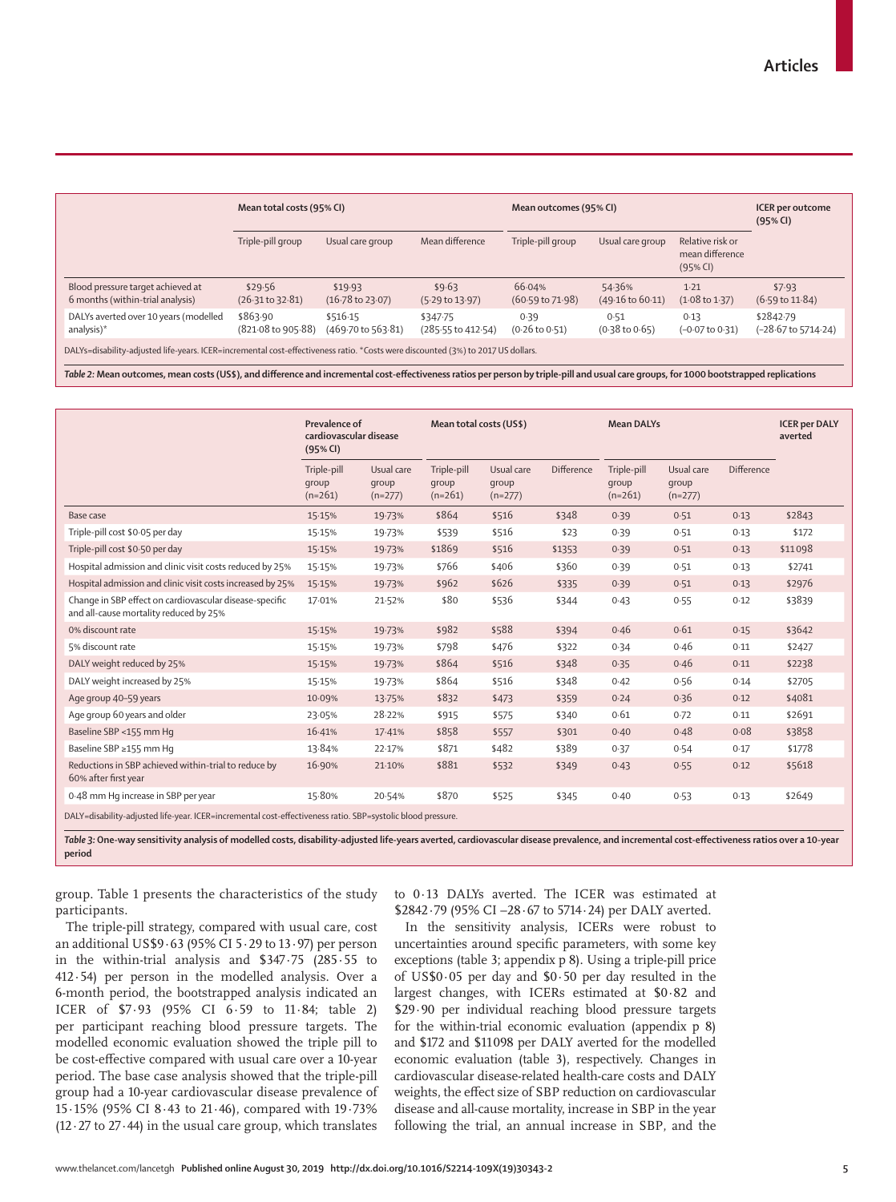| | Mean total costs (95% CI) | | | Mean outcomes (95% CI) | | | ICER per outcome (95% CI) |
|---|---|---|---|---|---|---|---|
| | Triple-pill group | Usual care group | Mean difference | Triple-pill group | Usual care group | Relative risk or mean difference (95% CI) | |
| Blood pressure target achieved at 6 months (within-trial analysis) | \$29·56 (26·31 to 32·81) | \$19·93 (16·78 to 23·07) | \$9·63 (5·29 to 13·97) | 66·04% (60·59 to 71·98) | 54·36% (49·16 to 60·11) | 1·21 (1·08 to 1·37) | \$7·93 (6·59 to 11·84) |
| DALYs averted over 10 years (modelled analysis)* | \$863·90 (821·08 to 905·88) | \$516·15 (469·70 to 563·81) | \$347·75 (285·55 to 412·54) | 0·39 (0·26 to 0·51) | 0·51 (0·38 to 0·65) | 0·13 (–0·07 to 0·31) | \$2842·79 (–28·67 to 5714·24) |

DALYs=disability-adjusted life-years. ICER=incremental cost-effectiveness ratio. *Costs were discounted (3%) to 2017 US dollars.

*Table 2:* **Mean outcomes, mean costs (US\$), and difference and incremental cost-effectiveness ratios per person by triple-pill and usual care groups, for 1000 bootstrapped replications**

| | Prevalence of cardiovascular disease (95% CI) | | Mean total costs (US\$) | | | Mean DALYs | | | ICER per DALY averted |
|---|---|---|---|---|---|---|---|---|---|
| | Triple-pill group (n=261) | Usual care group (n=277) | Triple-pill group (n=261) | Usual care group (n=277) | Difference | Triple-pill group (n=261) | Usual care group (n=277) | Difference | |
| Base case | 15·15% | 19·73% | \$864 | \$516 | \$348 | 0·39 | 0·51 | 0·13 | \$2843 |
| Triple-pill cost \$0·05 per day | 15·15% | 19·73% | \$539 | \$516 | \$23 | 0·39 | 0·51 | 0·13 | \$172 |
| Triple-pill cost \$0·50 per day | 15·15% | 19·73% | \$1869 | \$516 | \$1353 | 0·39 | 0·51 | 0·13 | \$11098 |
| Hospital admission and clinic visit costs reduced by 25% | 15·15% | 19·73% | \$766 | \$406 | \$360 | 0·39 | 0·51 | 0·13 | \$2741 |
| Hospital admission and clinic visit costs increased by 25% | 15·15% | 19·73% | \$962 | \$626 | \$335 | 0·39 | 0·51 | 0·13 | \$2976 |
| Change in SBP effect on cardiovascular disease-specific and all-cause mortality reduced by 25% | 17·01% | 21·52% | \$80 | \$536 | \$344 | 0·43 | 0·55 | 0·12 | \$3839 |
| 0% discount rate | 15·15% | 19·73% | \$982 | \$588 | \$394 | 0·46 | 0·61 | 0·15 | \$3642 |
| 5% discount rate | 15·15% | 19·73% | \$798 | \$476 | \$322 | 0·34 | 0·46 | 0·11 | \$2427 |
| DALY weight reduced by 25% | 15·15% | 19·73% | \$864 | \$516 | \$348 | 0·35 | 0·46 | 0·11 | \$2238 |
| DALY weight increased by 25% | 15·15% | 19·73% | \$864 | \$516 | \$348 | 0·42 | 0·56 | 0·14 | \$2705 |
| Age group 40–59 years | 10·09% | 13·75% | \$832 | \$473 | \$359 | 0·24 | 0·36 | 0·12 | \$4081 |
| Age group 60 years and older | 23·05% | 28·22% | \$915 | \$575 | \$340 | 0·61 | 0·72 | 0·11 | \$2691 |
| Baseline SBP <155 mm Hg | 16·41% | 17·41% | \$858 | \$557 | \$301 | 0·40 | 0·48 | 0·08 | \$3858 |
| Baseline SBP ≥155 mm Hg | 13·84% | 22·17% | \$871 | \$482 | \$389 | 0·37 | 0·54 | 0·17 | \$1778 |
| Reductions in SBP achieved within-trial to reduce by 60% after first year | 16·90% | 21·10% | \$881 | \$532 | \$349 | 0·43 | 0·55 | 0·12 | \$5618 |
| 0·48 mm Hg increase in SBP per year | 15·80% | 20·54% | \$870 | \$525 | \$345 | 0·40 | 0·53 | 0·13 | \$2649 |

DALY=disability-adjusted life-year. ICER=incremental cost-effectiveness ratio. SBP=systolic blood pressure.

*Table 3:* **One-way sensitivity analysis of modelled costs, disability-adjusted life-years averted, cardiovascular disease prevalence, and incremental cost-effectiveness ratios over a 10-year period**

group. Table 1 presents the characteristics of the study participants.

The triple-pill strategy, compared with usual care, cost an additional US\$9·63 (95% CI 5·29 to 13·97) per person in the within-trial analysis and \$347·75 (285·55 to 412·54) per person in the modelled analysis. Over a 6-month period, the bootstrapped analysis indicated an ICER of \$7·93 (95% CI 6·59 to 11·84; table 2) per participant reaching blood pressure targets. The modelled economic evaluation showed the triple pill to be cost-effective compared with usual care over a 10-year period. The base case analysis showed that the triple-pill group had a 10-year cardiovascular disease prevalence of 15·15% (95% CI 8·43 to 21·46), compared with 19·73% (12·27 to 27·44) in the usual care group, which translates to 0·13 DALYs averted. The ICER was estimated at \$2842·79 (95% CI –28·67 to 5714·24) per DALY averted.

In the sensitivity analysis, ICERs were robust to uncertainties around specific parameters, with some key exceptions (table 3; appendix p 8). Using a triple-pill price of US\$0·05 per day and \$0·50 per day resulted in the largest changes, with ICERs estimated at \$0·82 and \$29·90 per individual reaching blood pressure targets for the within-trial economic evaluation (appendix p 8) and \$172 and \$11098 per DALY averted for the modelled economic evaluation (table 3), respectively. Changes in cardiovascular disease-related health-care costs and DALY weights, the effect size of SBP reduction on cardiovascular disease and all-cause mortality, increase in SBP in the year following the trial, an annual increase in SBP, and the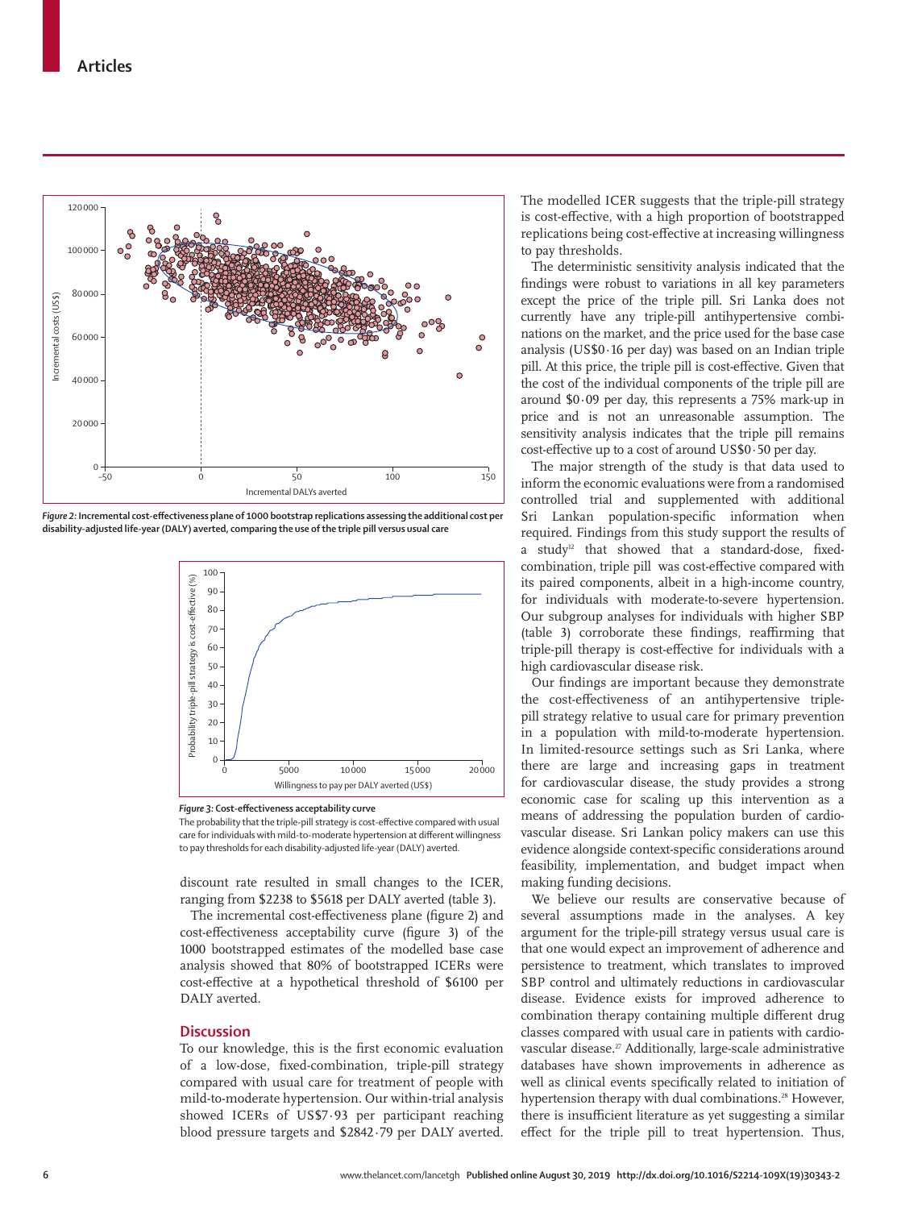*Figure 2:* **Incremental cost-effectiveness plane of 1000 bootstrap replications assessing the additional cost per disability-adjusted life-year (DALY) averted, comparing the use of the triple pill versus usual care**

*Figure 3:* **Cost-effectiveness acceptability curve**

The probability that the triple-pill strategy is cost-effective compared with usual care for individuals with mild-to-moderate hypertension at different willingness to pay thresholds for each disability-adjusted life-year (DALY) averted.

discount rate resulted in small changes to the ICER, ranging from $2238 to $5618 per DALY averted (table 3).

The incremental cost-effectiveness plane (figure 2) and cost-effectiveness acceptability curve (figure 3) of the 1000 bootstrapped estimates of the modelled base case analysis showed that 80% of bootstrapped ICERs were cost-effective at a hypothetical threshold of $6100 per DALY averted.

## Discussion

To our knowledge, this is the first economic evaluation of a low-dose, fixed-combination, triple-pill strategy compared with usual care for treatment of people with mild-to-moderate hypertension. Our within-trial analysis showed ICERs of US$7·93 per participant reaching blood pressure targets and $2842·79 per DALY averted. The modelled ICER suggests that the triple-pill strategy is cost-effective, with a high proportion of bootstrapped replications being cost-effective at increasing willingness to pay thresholds.

The deterministic sensitivity analysis indicated that the findings were robust to variations in all key parameters except the price of the triple pill. Sri Lanka does not currently have any triple-pill antihypertensive combinations on the market, and the price used for the base case analysis (US$0·16 per day) was based on an Indian triple pill. At this price, the triple pill is cost-effective. Given that the cost of the individual components of the triple pill are around $0·09 per day, this represents a 75% mark-up in price and is not an unreasonable assumption. The sensitivity analysis indicates that the triple pill remains cost-effective up to a cost of around US$0·50 per day.

The major strength of the study is that data used to inform the economic evaluations were from a randomised controlled trial and supplemented with additional Sri Lankan population-specific information when required. Findings from this study support the results of a study[12] that showed that a standard-dose, fixed-combination, triple pill was cost-effective compared with its paired components, albeit in a high-income country, for individuals with moderate-to-severe hypertension. Our subgroup analyses for individuals with higher SBP (table 3) corroborate these findings, reaffirming that triple-pill therapy is cost-effective for individuals with a high cardiovascular disease risk.

Our findings are important because they demonstrate the cost-effectiveness of an antihypertensive triple-pill strategy relative to usual care for primary prevention in a population with mild-to-moderate hypertension. In limited-resource settings such as Sri Lanka, where there are large and increasing gaps in treatment for cardiovascular disease, the study provides a strong economic case for scaling up this intervention as a means of addressing the population burden of cardiovascular disease. Sri Lankan policy makers can use this evidence alongside context-specific considerations around feasibility, implementation, and budget impact when making funding decisions.

We believe our results are conservative because of several assumptions made in the analyses. A key argument for the triple-pill strategy versus usual care is that one would expect an improvement of adherence and persistence to treatment, which translates to improved SBP control and ultimately reductions in cardiovascular disease. Evidence exists for improved adherence to combination therapy containing multiple different drug classes compared with usual care in patients with cardiovascular disease.[27] Additionally, large-scale administrative databases have shown improvements in adherence as well as clinical events specifically related to initiation of hypertension therapy with dual combinations.[28] However, there is insufficient literature as yet suggesting a similar effect for the triple pill to treat hypertension. Thus,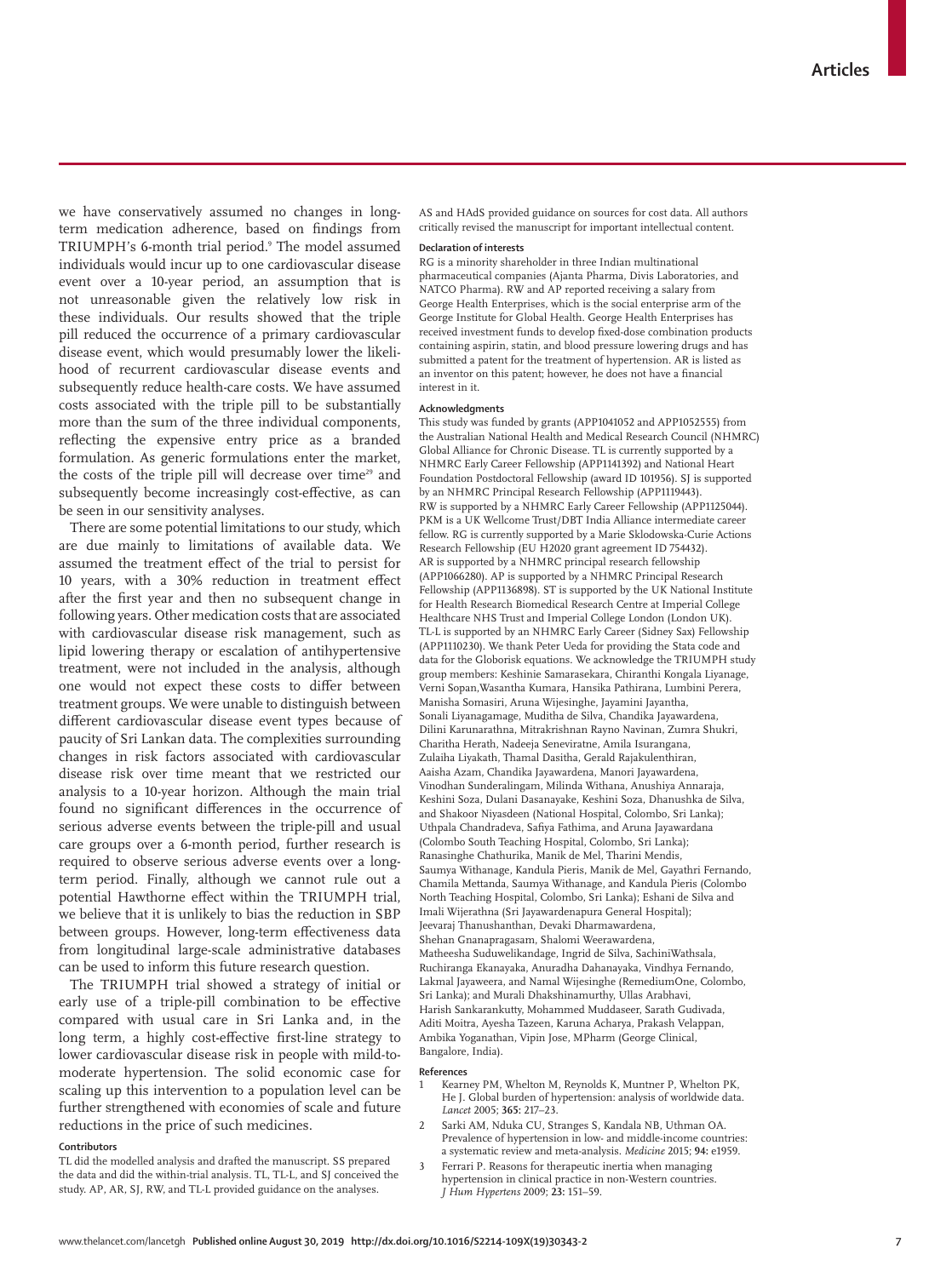we have conservatively assumed no changes in long-term medication adherence, based on findings from TRIUMPH's 6-month trial period.[9] The model assumed individuals would incur up to one cardiovascular disease event over a 10-year period, an assumption that is not unreasonable given the relatively low risk in these individuals. Our results showed that the triple pill reduced the occurrence of a primary cardiovascular disease event, which would presumably lower the likelihood of recurrent cardiovascular disease events and subsequently reduce health-care costs. We have assumed costs associated with the triple pill to be substantially more than the sum of the three individual components, reflecting the expensive entry price as a branded formulation. As generic formulations enter the market, the costs of the triple pill will decrease over time[29] and subsequently become increasingly cost-effective, as can be seen in our sensitivity analyses.

There are some potential limitations to our study, which are due mainly to limitations of available data. We assumed the treatment effect of the trial to persist for 10 years, with a 30% reduction in treatment effect after the first year and then no subsequent change in following years. Other medication costs that are associated with cardiovascular disease risk management, such as lipid lowering therapy or escalation of antihypertensive treatment, were not included in the analysis, although one would not expect these costs to differ between treatment groups. We were unable to distinguish between different cardiovascular disease event types because of paucity of Sri Lankan data. The complexities surrounding changes in risk factors associated with cardiovascular disease risk over time meant that we restricted our analysis to a 10-year horizon. Although the main trial found no significant differences in the occurrence of serious adverse events between the triple-pill and usual care groups over a 6-month period, further research is required to observe serious adverse events over a long-term period. Finally, although we cannot rule out a potential Hawthorne effect within the TRIUMPH trial, we believe that it is unlikely to bias the reduction in SBP between groups. However, long-term effectiveness data from longitudinal large-scale administrative databases can be used to inform this future research question.

The TRIUMPH trial showed a strategy of initial or early use of a triple-pill combination to be effective compared with usual care in Sri Lanka and, in the long term, a highly cost-effective first-line strategy to lower cardiovascular disease risk in people with mild-to-moderate hypertension. The solid economic case for scaling up this intervention to a population level can be further strengthened with economies of scale and future reductions in the price of such medicines.

#### Contributors

TL did the modelled analysis and drafted the manuscript. SS prepared the data and did the within-trial analysis. TL, TL-L, and SJ conceived the study. AP, AR, SJ, RW, and TL-L provided guidance on the analyses. AS and HAdS provided guidance on sources for cost data. All authors critically revised the manuscript for important intellectual content.

#### Declaration of interests

RG is a minority shareholder in three Indian multinational pharmaceutical companies (Ajanta Pharma, Divis Laboratories, and NATCO Pharma). RW and AP reported receiving a salary from George Health Enterprises, which is the social enterprise arm of the George Institute for Global Health. George Health Enterprises has received investment funds to develop fixed-dose combination products containing aspirin, statin, and blood pressure lowering drugs and has submitted a patent for the treatment of hypertension. AR is listed as an inventor on this patent; however, he does not have a financial interest in it.

#### Acknowledgments

This study was funded by grants (APP1041052 and APP1052555) from the Australian National Health and Medical Research Council (NHMRC) Global Alliance for Chronic Disease. TL is currently supported by a NHMRC Early Career Fellowship (APP1141392) and National Heart Foundation Postdoctoral Fellowship (award ID 101956). SJ is supported by an NHMRC Principal Research Fellowship (APP1119443). RW is supported by a NHMRC Early Career Fellowship (APP1125044). PKM is a UK Wellcome Trust/DBT India Alliance intermediate career fellow. RG is currently supported by a Marie Sklodowska-Curie Actions Research Fellowship (EU H2020 grant agreement ID 754432). AR is supported by a NHMRC principal research fellowship (APP1066280). AP is supported by a NHMRC Principal Research Fellowship (APP1136898). ST is supported by the UK National Institute for Health Research Biomedical Research Centre at Imperial College Healthcare NHS Trust and Imperial College London (London UK). TL-L is supported by an NHMRC Early Career (Sidney Sax) Fellowship (APP1110230). We thank Peter Ueda for providing the Stata code and data for the Globorisk equations. We acknowledge the TRIUMPH study group members: Keshinie Samarasekara, Chiranthi Kongala Liyanage, Verni Sopan,Wasantha Kumara, Hansika Pathirana, Lumbini Perera, Manisha Somasiri, Aruna Wijesinghe, Jayamini Jayantha, Sonali Liyanagamage, Muditha de Silva, Chandika Jayawardena, Dilini Karunarathna, Mitrakrishnan Rayno Navinan, Zumra Shukri, Charitha Herath, Nadeeja Seneviratne, Amila Isurangana, Zulaiha Liyakath, Thamal Dasitha, Gerald Rajakulenthiran, Aaisha Azam, Chandika Jayawardena, Manori Jayawardena, Vinodhan Sunderalingam, Milinda Withana, Anushiya Annaraja, Keshini Soza, Dulani Dasanayake, Keshini Soza, Dhanushka de Silva, and Shakoor Niyasdeen (National Hospital, Colombo, Sri Lanka); Uthpala Chandradeva, Safiya Fathima, and Aruna Jayawardana (Colombo South Teaching Hospital, Colombo, Sri Lanka); Ranasinghe Chathurika, Manik de Mel, Tharini Mendis, Saumya Withanage, Kandula Pieris, Manik de Mel, Gayathri Fernando, Chamila Mettanda, Saumya Withanage, and Kandula Pieris (Colombo North Teaching Hospital, Colombo, Sri Lanka); Eshani de Silva and Imali Wijerathna (Sri Jayawardenapura General Hospital); Jeevaraj Thanushanthan, Devaki Dharmawardena, Shehan Gnanapragasam, Shalomi Weerawardena, Matheesha Suduwelikandage, Ingrid de Silva, SachiniWathsala, Ruchiranga Ekanayaka, Anuradha Dahanayaka, Vindhya Fernando, Lakmal Jayaweera, and Namal Wijesinghe (RemediumOne, Colombo, Sri Lanka); and Murali Dhakshinamurthy, Ullas Arabhavi, Harish Sankarankutty, Mohammed Muddaseer, Sarath Gudivada, Aditi Moitra, Ayesha Tazeen, Karuna Acharya, Prakash Velappan, Ambika Yoganathan, Vipin Jose, MPharm (George Clinical, Bangalore, India).

#### References

1. Kearney PM, Whelton M, Reynolds K, Muntner P, Whelton PK, He J. Global burden of hypertension: analysis of worldwide data. *Lancet* 2005; **365:** 217–23.
2. Sarki AM, Nduka CU, Stranges S, Kandala NB, Uthman OA. Prevalence of hypertension in low- and middle-income countries: a systematic review and meta-analysis. *Medicine* 2015; **94:** e1959.
3. Ferrari P. Reasons for therapeutic inertia when managing hypertension in clinical practice in non-Western countries. *J Hum Hypertens* 2009; **23:** 151–59.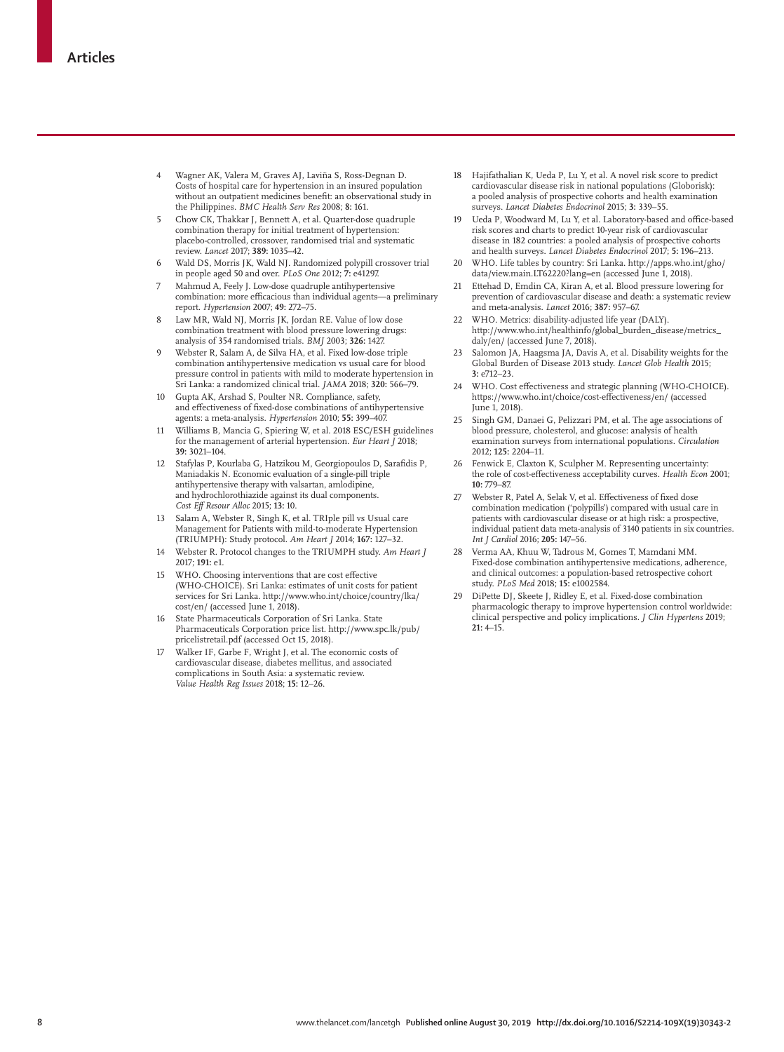4 Wagner AK, Valera M, Graves AJ, Laviña S, Ross-Degnan D. Costs of hospital care for hypertension in an insured population without an outpatient medicines benefit: an observational study in the Philippines. *BMC Health Serv Res* 2008; **8:** 161.

5 Chow CK, Thakkar J, Bennett A, et al. Quarter-dose quadruple combination therapy for initial treatment of hypertension: placebo-controlled, crossover, randomised trial and systematic review. *Lancet* 2017; **389:** 1035–42.

6 Wald DS, Morris JK, Wald NJ. Randomized polypill crossover trial in people aged 50 and over. *PLoS One* 2012; **7:** e41297.

7 Mahmud A, Feely J. Low-dose quadruple antihypertensive combination: more efficacious than individual agents—a preliminary report. *Hypertension* 2007; **49:** 272–75.

8 Law MR, Wald NJ, Morris JK, Jordan RE. Value of low dose combination treatment with blood pressure lowering drugs: analysis of 354 randomised trials. *BMJ* 2003; **326:** 1427.

9 Webster R, Salam A, de Silva HA, et al. Fixed low-dose triple combination antihypertensive medication vs usual care for blood pressure control in patients with mild to moderate hypertension in Sri Lanka: a randomized clinical trial. *JAMA* 2018; **320:** 566–79.

10 Gupta AK, Arshad S, Poulter NR. Compliance, safety, and effectiveness of fixed-dose combinations of antihypertensive agents: a meta-analysis. *Hypertension* 2010; **55:** 399–407.

11 Williams B, Mancia G, Spiering W, et al. 2018 ESC/ESH guidelines for the management of arterial hypertension. *Eur Heart J* 2018; **39:** 3021–104.

12 Stafylas P, Kourlaba G, Hatzikou M, Georgiopoulos D, Sarafidis P, Maniadakis N. Economic evaluation of a single-pill triple antihypertensive therapy with valsartan, amlodipine, and hydrochlorothiazide against its dual components. *Cost Eff Resour Alloc* 2015; **13:** 10.

13 Salam A, Webster R, Singh K, et al. TRIple pill vs Usual care Management for Patients with mild-to-moderate Hypertension (TRIUMPH): Study protocol. *Am Heart J* 2014; **167:** 127–32.

14 Webster R. Protocol changes to the TRIUMPH study. *Am Heart J* 2017; **191:** e1.

15 WHO. Choosing interventions that are cost effective (WHO-CHOICE). Sri Lanka: estimates of unit costs for patient services for Sri Lanka. http://www.who.int/choice/country/lka/cost/en/ (accessed June 1, 2018).

16 State Pharmaceuticals Corporation of Sri Lanka. State Pharmaceuticals Corporation price list. http://www.spc.lk/pub/pricelistretail.pdf (accessed Oct 15, 2018).

17 Walker IF, Garbe F, Wright J, et al. The economic costs of cardiovascular disease, diabetes mellitus, and associated complications in South Asia: a systematic review. *Value Health Reg Issues* 2018; **15:** 12–26.

18 Hajifathalian K, Ueda P, Lu Y, et al. A novel risk score to predict cardiovascular disease risk in national populations (Globorisk): a pooled analysis of prospective cohorts and health examination surveys. *Lancet Diabetes Endocrinol* 2015; **3:** 339–55.

19 Ueda P, Woodward M, Lu Y, et al. Laboratory-based and office-based risk scores and charts to predict 10-year risk of cardiovascular disease in 182 countries: a pooled analysis of prospective cohorts and health surveys. *Lancet Diabetes Endocrinol* 2017; **5:** 196–213.

20 WHO. Life tables by country: Sri Lanka. http://apps.who.int/gho/data/view.main.LT62220?lang=en (accessed June 1, 2018).

21 Ettehad D, Emdin CA, Kiran A, et al. Blood pressure lowering for prevention of cardiovascular disease and death: a systematic review and meta-analysis. *Lancet* 2016; **387:** 957–67.

22 WHO. Metrics: disability-adjusted life year (DALY). http://www.who.int/healthinfo/global_burden_disease/metrics_daly/en/ (accessed June 7, 2018).

23 Salomon JA, Haagsma JA, Davis A, et al. Disability weights for the Global Burden of Disease 2013 study. *Lancet Glob Health* 2015; **3:** e712–23.

24 WHO. Cost effectiveness and strategic planning (WHO-CHOICE). https://www.who.int/choice/cost-effectiveness/en/ (accessed June 1, 2018).

25 Singh GM, Danaei G, Pelizzari PM, et al. The age associations of blood pressure, cholesterol, and glucose: analysis of health examination surveys from international populations. *Circulation* 2012; **125:** 2204–11.

26 Fenwick E, Claxton K, Sculpher M. Representing uncertainty: the role of cost-effectiveness acceptability curves. *Health Econ* 2001; **10:** 779–87.

27 Webster R, Patel A, Selak V, et al. Effectiveness of fixed dose combination medication ('polypills') compared with usual care in patients with cardiovascular disease or at high risk: a prospective, individual patient data meta-analysis of 3140 patients in six countries. *Int J Cardiol* 2016; **205:** 147–56.

28 Verma AA, Khuu W, Tadrous M, Gomes T, Mamdani MM. Fixed-dose combination antihypertensive medications, adherence, and clinical outcomes: a population-based retrospective cohort study. *PLoS Med* 2018; **15:** e1002584.

29 DiPette DJ, Skeete J, Ridley E, et al. Fixed-dose combination pharmacologic therapy to improve hypertension control worldwide: clinical perspective and policy implications. *J Clin Hypertens* 2019; **21:** 4–15.